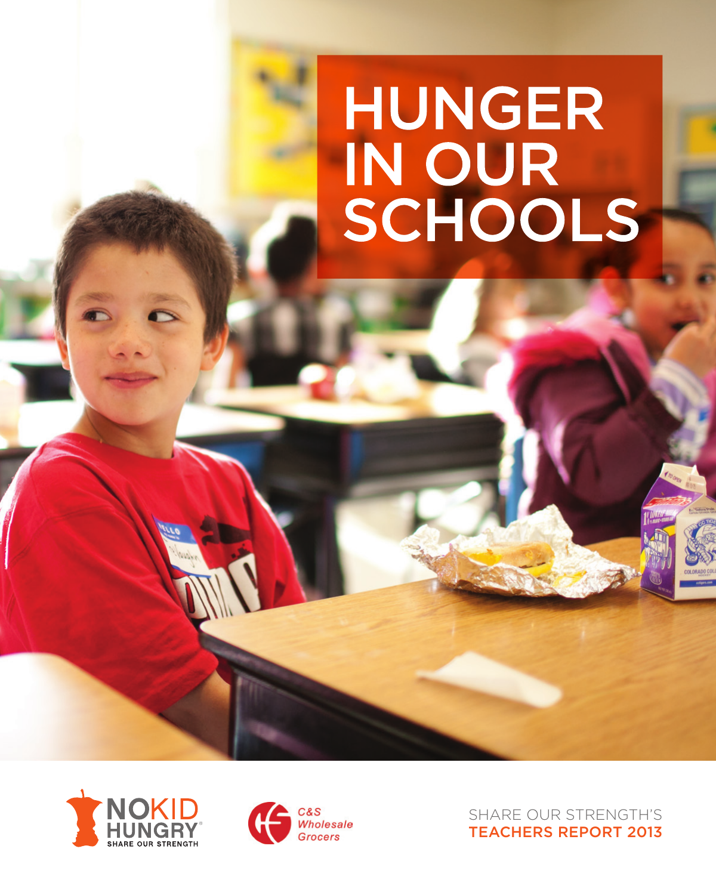# HUNGER IN OUR SCHOOLS

NO KID HUNGRY
SHARE OUR STRENGTH

C&S Wholesale Grocers

SHARE OUR STRENGTH'S
TEACHERS REPORT 2013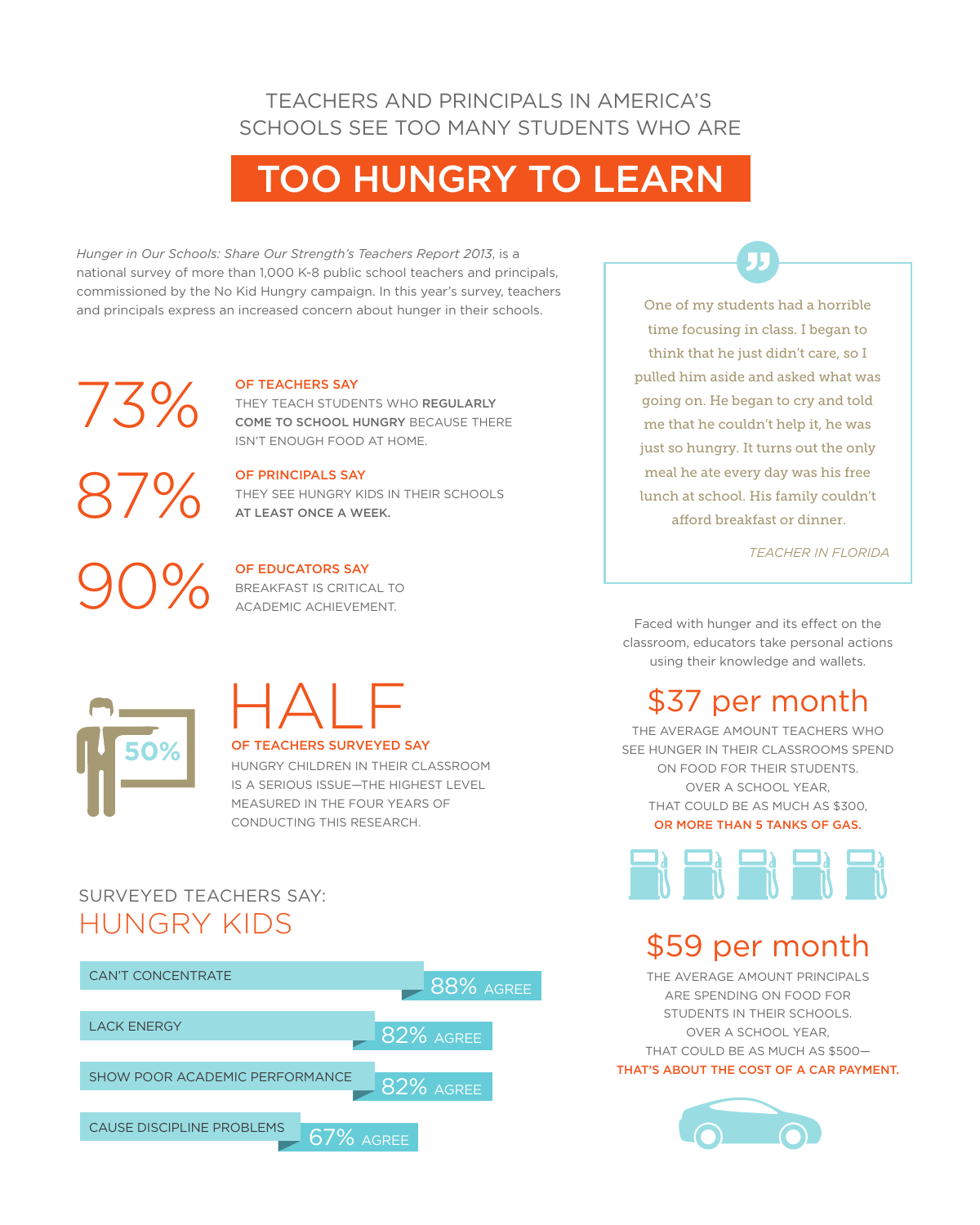TEACHERS AND PRINCIPALS IN AMERICA'S SCHOOLS SEE TOO MANY STUDENTS WHO ARE

# TOO HUNGRY TO LEARN

*Hunger in Our Schools: Share Our Strength's Teachers Report 2013*, is a national survey of more than 1,000 K-8 public school teachers and principals, commissioned by the No Kid Hungry campaign. In this year's survey, teachers and principals express an increased concern about hunger in their schools.

**73%** OF TEACHERS SAY THEY TEACH STUDENTS WHO **REGULARLY COME TO SCHOOL HUNGRY** BECAUSE THERE ISN'T ENOUGH FOOD AT HOME.

**87%** OF PRINCIPALS SAY THEY SEE HUNGRY KIDS IN THEIR SCHOOLS **AT LEAST ONCE A WEEK.**

**90%** OF EDUCATORS SAY BREAKFAST IS CRITICAL TO ACADEMIC ACHIEVEMENT.

**HALF** OF TEACHERS SURVEYED SAY HUNGRY CHILDREN IN THEIR CLASSROOM IS A SERIOUS ISSUE—THE HIGHEST LEVEL MEASURED IN THE FOUR YEARS OF CONDUCTING THIS RESEARCH.

50%

## SURVEYED TEACHERS SAY: HUNGRY KIDS

| | |
|---|---|
| CAN'T CONCENTRATE | 88% AGREE |
| LACK ENERGY | 82% AGREE |
| SHOW POOR ACADEMIC PERFORMANCE | 82% AGREE |
| CAUSE DISCIPLINE PROBLEMS | 67% AGREE |

> One of my students had a horrible time focusing in class. I began to think that he just didn't care, so I pulled him aside and asked what was going on. He began to cry and told me that he couldn't help it, he was just so hungry. It turns out the only meal he ate every day was his free lunch at school. His family couldn't afford breakfast or dinner.
>
> *TEACHER IN FLORIDA*

Faced with hunger and its effect on the classroom, educators take personal actions using their knowledge and wallets.

## $37 per month

THE AVERAGE AMOUNT TEACHERS WHO SEE HUNGER IN THEIR CLASSROOMS SPEND ON FOOD FOR THEIR STUDENTS. OVER A SCHOOL YEAR, THAT COULD BE AS MUCH AS $300, **OR MORE THAN 5 TANKS OF GAS.**

## $59 per month

THE AVERAGE AMOUNT PRINCIPALS ARE SPENDING ON FOOD FOR STUDENTS IN THEIR SCHOOLS. OVER A SCHOOL YEAR, THAT COULD BE AS MUCH AS $500— **THAT'S ABOUT THE COST OF A CAR PAYMENT.**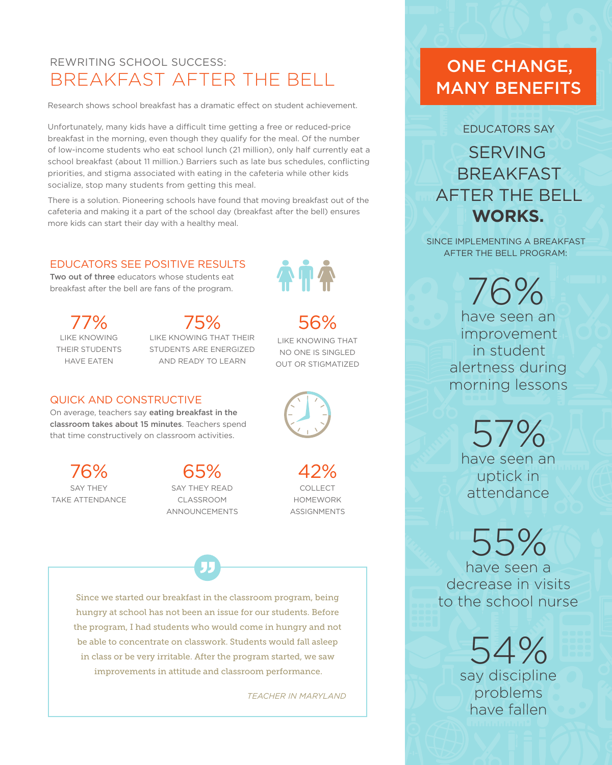REWRITING SCHOOL SUCCESS:

# BREAKFAST AFTER THE BELL

Research shows school breakfast has a dramatic effect on student achievement.

Unfortunately, many kids have a difficult time getting a free or reduced-price breakfast in the morning, even though they qualify for the meal. Of the number of low-income students who eat school lunch (21 million), only half currently eat a school breakfast (about 11 million.) Barriers such as late bus schedules, conflicting priorities, and stigma associated with eating in the cafeteria while other kids socialize, stop many students from getting this meal.

There is a solution. Pioneering schools have found that moving breakfast out of the cafeteria and making it a part of the school day (breakfast after the bell) ensures more kids can start their day with a healthy meal.

## EDUCATORS SEE POSITIVE RESULTS

**Two out of three** educators whose students eat breakfast after the bell are fans of the program.

**77%**
LIKE KNOWING THEIR STUDENTS HAVE EATEN

**75%**
LIKE KNOWING THAT THEIR STUDENTS ARE ENERGIZED AND READY TO LEARN

**56%**
LIKE KNOWING THAT NO ONE IS SINGLED OUT OR STIGMATIZED

## QUICK AND CONSTRUCTIVE

On average, teachers say **eating breakfast in the classroom takes about 15 minutes**. Teachers spend that time constructively on classroom activities.

**76%**
SAY THEY TAKE ATTENDANCE

**65%**
SAY THEY READ CLASSROOM ANNOUNCEMENTS

**42%**
COLLECT HOMEWORK ASSIGNMENTS

> Since we started our breakfast in the classroom program, being hungry at school has not been an issue for our students. Before the program, I had students who would come in hungry and not be able to concentrate on classwork. Students would fall asleep in class or be very irritable. After the program started, we saw improvements in attitude and classroom performance.
>
> *TEACHER IN MARYLAND*

## ONE CHANGE, MANY BENEFITS

EDUCATORS SAY

### SERVING BREAKFAST AFTER THE BELL **WORKS.**

SINCE IMPLEMENTING A BREAKFAST AFTER THE BELL PROGRAM:

**76%**
have seen an improvement in student alertness during morning lessons

**57%**
have seen an uptick in attendance

**55%**
have seen a decrease in visits to the school nurse

**54%**
say discipline problems have fallen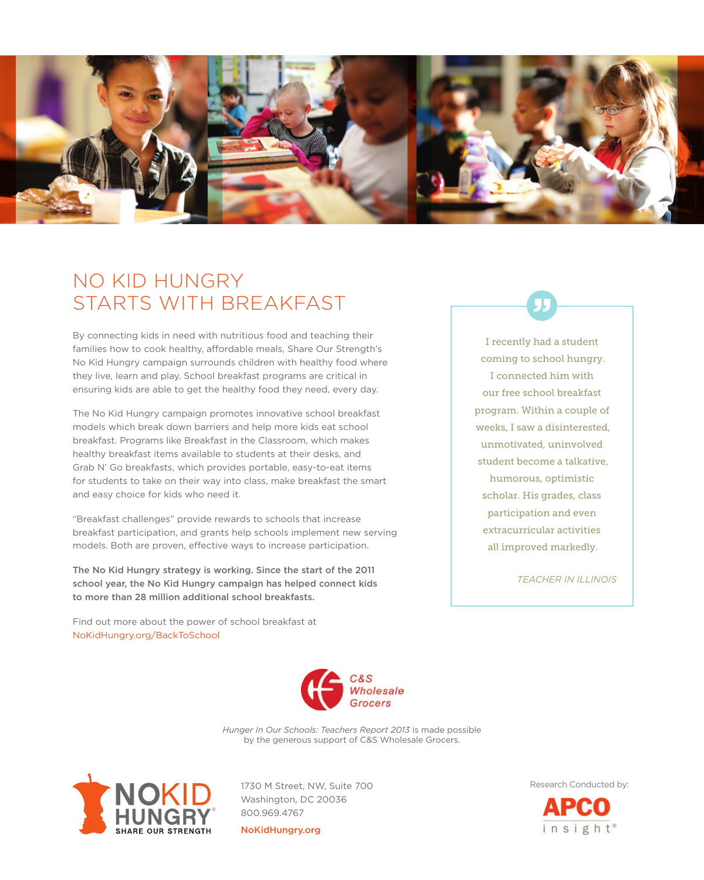# NO KID HUNGRY STARTS WITH BREAKFAST

By connecting kids in need with nutritious food and teaching their families how to cook healthy, affordable meals, Share Our Strength's No Kid Hungry campaign surrounds children with healthy food where they live, learn and play. School breakfast programs are critical in ensuring kids are able to get the healthy food they need, every day.

The No Kid Hungry campaign promotes innovative school breakfast models which break down barriers and help more kids eat school breakfast. Programs like Breakfast in the Classroom, which makes healthy breakfast items available to students at their desks, and Grab N' Go breakfasts, which provides portable, easy-to-eat items for students to take on their way into class, make breakfast the smart and easy choice for kids who need it.

"Breakfast challenges" provide rewards to schools that increase breakfast participation, and grants help schools implement new serving models. Both are proven, effective ways to increase participation.

**The No Kid Hungry strategy is working. Since the start of the 2011 school year, the No Kid Hungry campaign has helped connect kids to more than 28 million additional school breakfasts.**

Find out more about the power of school breakfast at NoKidHungry.org/BackToSchool

> I recently had a student coming to school hungry. I connected him with our free school breakfast program. Within a couple of weeks, I saw a disinterested, unmotivated, uninvolved student become a talkative, humorous, optimistic scholar. His grades, class participation and even extracurricular activities all improved markedly.
>
> *TEACHER IN ILLINOIS*

C&S Wholesale Grocers

*Hunger In Our Schools: Teachers Report 2013* is made possible by the generous support of C&S Wholesale Grocers.

NO KID HUNGRY®
SHARE OUR STRENGTH

1730 M Street, NW, Suite 700
Washington, DC 20036
800.969.4767
NoKidHungry.org

Research Conducted by:
APCO insight®